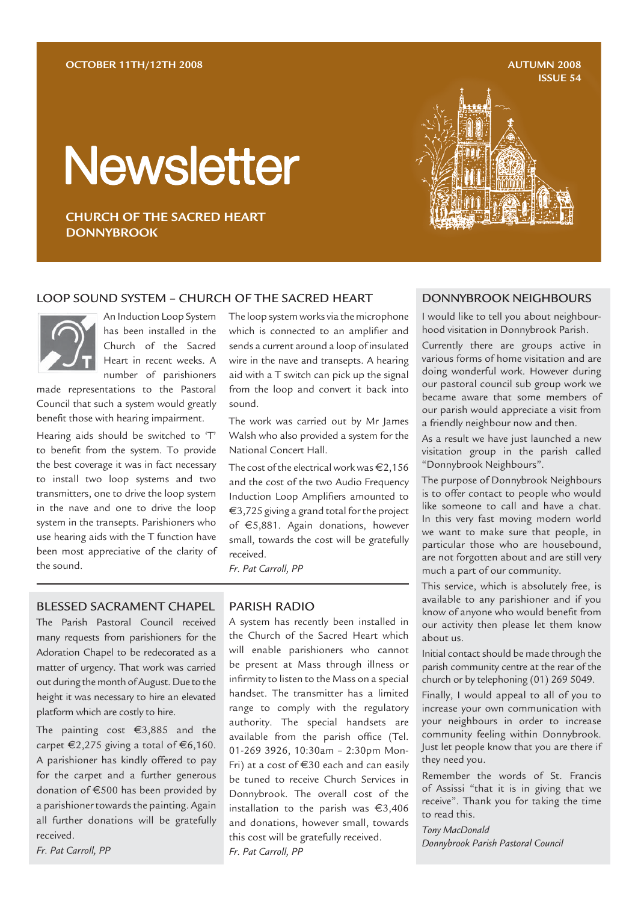OCTOBER 11TH/12TH 2008

AUTUMN 2008
ISSUE 54

# Newsletter

**CHURCH OF THE SACRED HEART DONNYBROOK**

## LOOP SOUND SYSTEM – CHURCH OF THE SACRED HEART

An Induction Loop System has been installed in the Church of the Sacred Heart in recent weeks. A number of parishioners made representations to the Pastoral Council that such a system would greatly benefit those with hearing impairment.

Hearing aids should be switched to 'T' to benefit from the system. To provide the best coverage it was in fact necessary to install two loop systems and two transmitters, one to drive the loop system in the nave and one to drive the loop system in the transepts. Parishioners who use hearing aids with the T function have been most appreciative of the clarity of the sound.

The loop system works via the microphone which is connected to an amplifier and sends a current around a loop of insulated wire in the nave and transepts. A hearing aid with a T switch can pick up the signal from the loop and convert it back into sound.

The work was carried out by Mr James Walsh who also provided a system for the National Concert Hall.

The cost of the electrical work was €2,156 and the cost of the two Audio Frequency Induction Loop Amplifiers amounted to €3,725 giving a grand total for the project of €5,881. Again donations, however small, towards the cost will be gratefully received.

*Fr. Pat Carroll, PP*

## BLESSED SACRAMENT CHAPEL

The Parish Pastoral Council received many requests from parishioners for the Adoration Chapel to be redecorated as a matter of urgency. That work was carried out during the month of August. Due to the height it was necessary to hire an elevated platform which are costly to hire.

The painting cost €3,885 and the carpet €2,275 giving a total of €6,160. A parishioner has kindly offered to pay for the carpet and a further generous donation of €500 has been provided by a parishioner towards the painting. Again all further donations will be gratefully received.

*Fr. Pat Carroll, PP*

## PARISH RADIO

A system has recently been installed in the Church of the Sacred Heart which will enable parishioners who cannot be present at Mass through illness or infirmity to listen to the Mass on a special handset. The transmitter has a limited range to comply with the regulatory authority. The special handsets are available from the parish office (Tel. 01-269 3926, 10:30am – 2:30pm Mon-Fri) at a cost of €30 each and can easily be tuned to receive Church Services in Donnybrook. The overall cost of the installation to the parish was €3,406 and donations, however small, towards this cost will be gratefully received.

*Fr. Pat Carroll, PP*

## DONNYBROOK NEIGHBOURS

I would like to tell you about neighbourhood visitation in Donnybrook Parish.

Currently there are groups active in various forms of home visitation and are doing wonderful work. However during our pastoral council sub group work we became aware that some members of our parish would appreciate a visit from a friendly neighbour now and then.

As a result we have just launched a new visitation group in the parish called "Donnybrook Neighbours".

The purpose of Donnybrook Neighbours is to offer contact to people who would like someone to call and have a chat. In this very fast moving modern world we want to make sure that people, in particular those who are housebound, are not forgotten about and are still very much a part of our community.

This service, which is absolutely free, is available to any parishioner and if you know of anyone who would benefit from our activity then please let them know about us.

Initial contact should be made through the parish community centre at the rear of the church or by telephoning (01) 269 5049.

Finally, I would appeal to all of you to increase your own communication with your neighbours in order to increase community feeling within Donnybrook. Just let people know that you are there if they need you.

Remember the words of St. Francis of Assissi "that it is in giving that we receive". Thank you for taking the time to read this.

*Tony MacDonald*
*Donnybrook Parish Pastoral Council*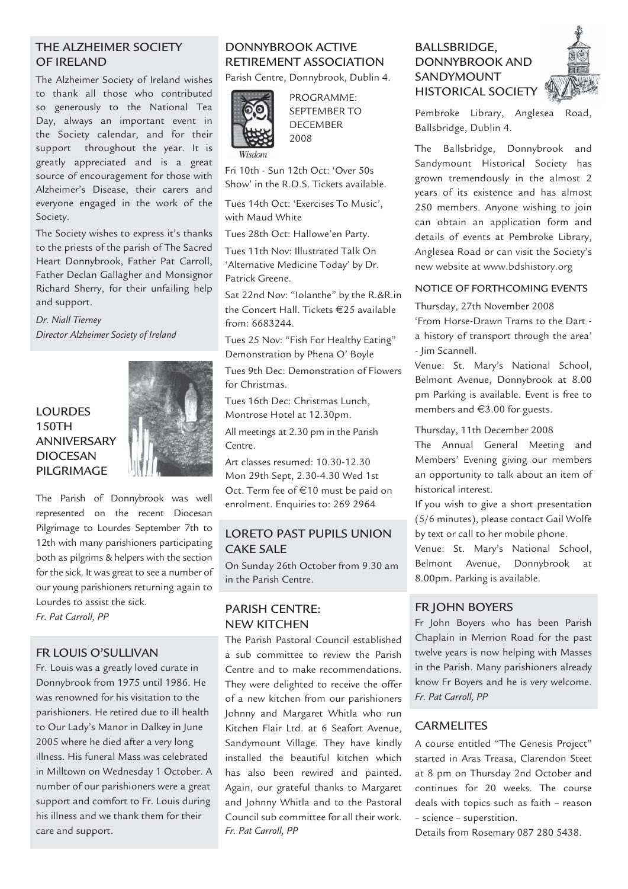## THE ALZHEIMER SOCIETY OF IRELAND

The Alzheimer Society of Ireland wishes to thank all those who contributed so generously to the National Tea Day, always an important event in the Society calendar, and for their support throughout the year. It is greatly appreciated and is a great source of encouragement for those with Alzheimer's Disease, their carers and everyone engaged in the work of the Society.

The Society wishes to express it's thanks to the priests of the parish of The Sacred Heart Donnybrook, Father Pat Carroll, Father Declan Gallagher and Monsignor Richard Sherry, for their unfailing help and support.

*Dr. Niall Tierney*
*Director Alzheimer Society of Ireland*

## LOURDES 150TH ANNIVERSARY DIOCESAN PILGRIMAGE

The Parish of Donnybrook was well represented on the recent Diocesan Pilgrimage to Lourdes September 7th to 12th with many parishioners participating both as pilgrims & helpers with the section for the sick. It was great to see a number of our young parishioners returning again to Lourdes to assist the sick.

*Fr. Pat Carroll, PP*

## FR LOUIS O'SULLIVAN

Fr. Louis was a greatly loved curate in Donnybrook from 1975 until 1986. He was renowned for his visitation to the parishioners. He retired due to ill health to Our Lady's Manor in Dalkey in June 2005 where he died after a very long illness. His funeral Mass was celebrated in Milltown on Wednesday 1 October. A number of our parishioners were a great support and comfort to Fr. Louis during his illness and we thank them for their care and support.

## DONNYBROOK ACTIVE RETIREMENT ASSOCIATION

Parish Centre, Donnybrook, Dublin 4.

Wisdom

PROGRAMME: SEPTEMBER TO DECEMBER 2008

Fri 10th - Sun 12th Oct: 'Over 50s Show' in the R.D.S. Tickets available.

Tues 14th Oct: 'Exercises To Music', with Maud White

Tues 28th Oct: Hallowe'en Party.

Tues 11th Nov: Illustrated Talk On 'Alternative Medicine Today' by Dr. Patrick Greene.

Sat 22nd Nov: "Iolanthe" by the R.&R.in the Concert Hall. Tickets €25 available from: 6683244.

Tues 25 Nov: "Fish For Healthy Eating" Demonstration by Phena O' Boyle

Tues 9th Dec: Demonstration of Flowers for Christmas.

Tues 16th Dec: Christmas Lunch, Montrose Hotel at 12.30pm.

All meetings at 2.30 pm in the Parish Centre.

Art classes resumed: 10.30-12.30 Mon 29th Sept, 2.30-4.30 Wed 1st Oct. Term fee of €10 must be paid on enrolment. Enquiries to: 269 2964

## LORETO PAST PUPILS UNION CAKE SALE

On Sunday 26th October from 9.30 am in the Parish Centre.

## PARISH CENTRE: NEW KITCHEN

The Parish Pastoral Council established a sub committee to review the Parish Centre and to make recommendations. They were delighted to receive the offer of a new kitchen from our parishioners Johnny and Margaret Whitla who run Kitchen Flair Ltd. at 6 Seafort Avenue, Sandymount Village. They have kindly installed the beautiful kitchen which has also been rewired and painted. Again, our grateful thanks to Margaret and Johnny Whitla and to the Pastoral Council sub committee for all their work.

*Fr. Pat Carroll, PP*

## BALLSBRIDGE, DONNYBROOK AND SANDYMOUNT HISTORICAL SOCIETY

Pembroke Library, Anglesea Road, Ballsbridge, Dublin 4.

The Ballsbridge, Donnybrook and Sandymount Historical Society has grown tremendously in the almost 2 years of its existence and has almost 250 members. Anyone wishing to join can obtain an application form and details of events at Pembroke Library, Anglesea Road or can visit the Society's new website at www.bdshistory.org

### NOTICE OF FORTHCOMING EVENTS

Thursday, 27th November 2008
'From Horse-Drawn Trams to the Dart - a history of transport through the area' - Jim Scannell.
Venue: St. Mary's National School, Belmont Avenue, Donnybrook at 8.00 pm Parking is available. Event is free to members and €3.00 for guests.

Thursday, 11th December 2008
The Annual General Meeting and Members' Evening giving our members an opportunity to talk about an item of historical interest.
If you wish to give a short presentation (5/6 minutes), please contact Gail Wolfe by text or call to her mobile phone.
Venue: St. Mary's National School, Belmont Avenue, Donnybrook at 8.00pm. Parking is available.

## FR JOHN BOYERS

Fr John Boyers who has been Parish Chaplain in Merrion Road for the past twelve years is now helping with Masses in the Parish. Many parishioners already know Fr Boyers and he is very welcome.

*Fr. Pat Carroll, PP*

## CARMELITES

A course entitled "The Genesis Project" started in Aras Treasa, Clarendon Steet at 8 pm on Thursday 2nd October and continues for 20 weeks. The course deals with topics such as faith – reason – science – superstition.

Details from Rosemary 087 280 5438.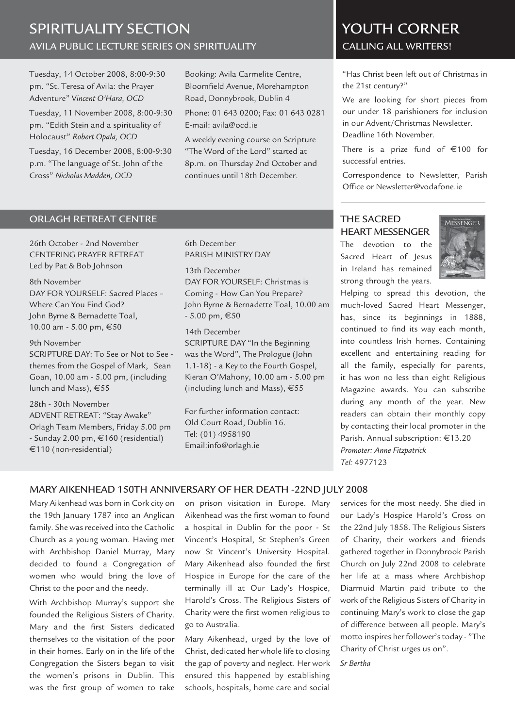# SPIRITUALITY SECTION

## AVILA PUBLIC LECTURE SERIES ON SPIRITUALITY

Tuesday, 14 October 2008, 8:00-9:30 pm. "St. Teresa of Avila: the Prayer Adventure" *Vincent O'Hara, OCD*

Tuesday, 11 November 2008, 8:00-9:30 pm. "Edith Stein and a spirituality of Holocaust" *Robert Opala, OCD*

Tuesday, 16 December 2008, 8:00-9:30 p.m. "The language of St. John of the Cross" *Nicholas Madden, OCD*

Booking: Avila Carmelite Centre, Bloomfield Avenue, Morehampton Road, Donnybrook, Dublin 4

Phone: 01 643 0200; Fax: 01 643 0281 E-mail: avila@ocd.ie

A weekly evening course on Scripture "The Word of the Lord" started at 8p.m. on Thursday 2nd October and continues until 18th December.

## ORLAGH RETREAT CENTRE

26th October - 2nd November
CENTERING PRAYER RETREAT
Led by Pat & Bob Johnson

8th November
DAY FOR YOURSELF: Sacred Places – Where Can You Find God?
John Byrne & Bernadette Toal, 10.00 am - 5.00 pm, €50

9th November
SCRIPTURE DAY: To See or Not to See - themes from the Gospel of Mark, Sean Goan, 10.00 am - 5.00 pm, (including lunch and Mass), €55

28th - 30th November
ADVENT RETREAT: "Stay Awake"
Orlagh Team Members, Friday 5.00 pm - Sunday 2.00 pm, €160 (residential) €110 (non-residential)

6th December
PARISH MINISTRY DAY

13th December
DAY FOR YOURSELF: Christmas is Coming - How Can You Prepare?
John Byrne & Bernadette Toal, 10.00 am - 5.00 pm, €50

14th December
SCRIPTURE DAY "In the Beginning was the Word", The Prologue (John 1.1-18) - a Key to the Fourth Gospel, Kieran O'Mahony, 10.00 am - 5.00 pm (including lunch and Mass), €55

For further information contact:
Old Court Road, Dublin 16.
Tel: (01) 4958190
Email:info@orlagh.ie

# YOUTH CORNER

## CALLING ALL WRITERS!

"Has Christ been left out of Christmas in the 21st century?"

We are looking for short pieces from our under 18 parishioners for inclusion in our Advent/Christmas Newsletter. Deadline 16th November.

There is a prize fund of €100 for successful entries.

Correspondence to Newsletter, Parish Office or Newsletter@vodafone.ie

## THE SACRED HEART MESSENGER

The devotion to the Sacred Heart of Jesus in Ireland has remained strong through the years. Helping to spread this devotion, the much-loved Sacred Heart Messenger, has, since its beginnings in 1888, continued to find its way each month, into countless Irish homes. Containing excellent and entertaining reading for all the family, especially for parents, it has won no less than eight Religious Magazine awards. You can subscribe during any month of the year. New readers can obtain their monthly copy by contacting their local promoter in the Parish. Annual subscription: €13.20

*Promoter: Anne Fitzpatrick*
*Tel:* 4977123

## MARY AIKENHEAD 150TH ANNIVERSARY OF HER DEATH -22ND JULY 2008

Mary Aikenhead was born in Cork city on the 19th January 1787 into an Anglican family. She was received into the Catholic Church as a young woman. Having met with Archbishop Daniel Murray, Mary decided to found a Congregation of women who would bring the love of Christ to the poor and the needy.

With Archbishop Murray's support she founded the Religious Sisters of Charity. Mary and the first Sisters dedicated themselves to the visitation of the poor in their homes. Early on in the life of the Congregation the Sisters began to visit the women's prisons in Dublin. This was the first group of women to take on prison visitation in Europe. Mary Aikenhead was the first woman to found a hospital in Dublin for the poor - St Vincent's Hospital, St Stephen's Green now St Vincent's University Hospital. Mary Aikenhead also founded the first Hospice in Europe for the care of the terminally ill at Our Lady's Hospice, Harold's Cross. The Religious Sisters of Charity were the first women religious to go to Australia.

Mary Aikenhead, urged by the love of Christ, dedicated her whole life to closing the gap of poverty and neglect. Her work ensured this happened by establishing schools, hospitals, home care and social services for the most needy. She died in our Lady's Hospice Harold's Cross on the 22nd July 1858. The Religious Sisters of Charity, their workers and friends gathered together in Donnybrook Parish Church on July 22nd 2008 to celebrate her life at a mass where Archbishop Diarmuid Martin paid tribute to the work of the Religious Sisters of Charity in continuing Mary's work to close the gap of difference between all people. Mary's motto inspires her follower's today - "The Charity of Christ urges us on".

*Sr Bertha*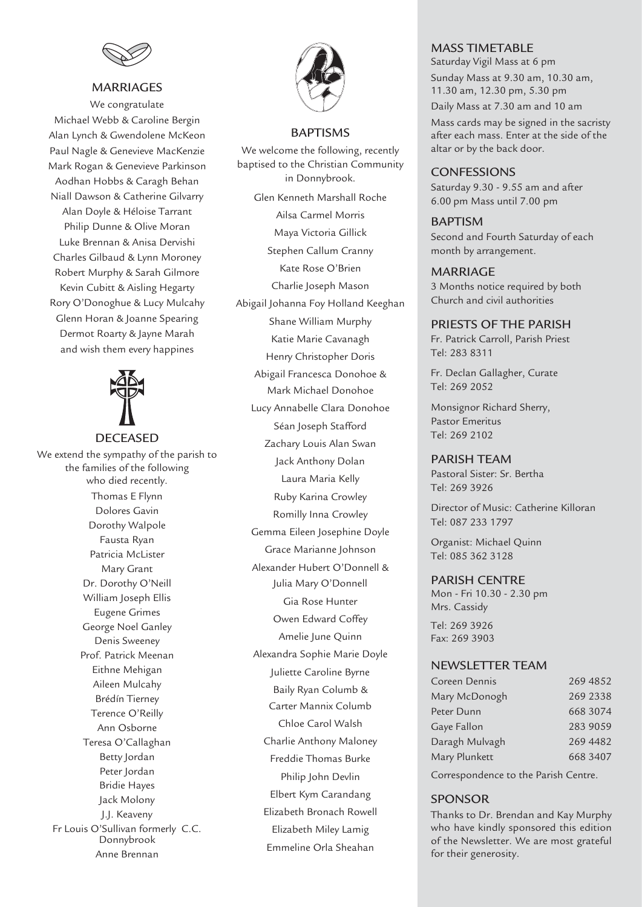## MARRIAGES

We congratulate

Michael Webb & Caroline Bergin
Alan Lynch & Gwendolene McKeon
Paul Nagle & Genevieve MacKenzie
Mark Rogan & Genevieve Parkinson
Aodhan Hobbs & Caragh Behan
Niall Dawson & Catherine Gilvarry
Alan Doyle & Héloise Tarrant
Philip Dunne & Olive Moran
Luke Brennan & Anisa Dervishi
Charles Gilbaud & Lynn Moroney
Robert Murphy & Sarah Gilmore
Kevin Cubitt & Aisling Hegarty
Rory O'Donoghue & Lucy Mulcahy
Glenn Horan & Joanne Spearing
Dermot Roarty & Jayne Marah
and wish them every happines

## DECEASED

We extend the sympathy of the parish to the families of the following who died recently.

Thomas E Flynn
Dolores Gavin
Dorothy Walpole
Fausta Ryan
Patricia McLister
Mary Grant
Dr. Dorothy O'Neill
William Joseph Ellis
Eugene Grimes
George Noel Ganley
Denis Sweeney
Prof. Patrick Meenan
Eithne Mehigan
Aileen Mulcahy
Brédín Tierney
Terence O'Reilly
Ann Osborne
Teresa O'Callaghan
Betty Jordan
Peter Jordan
Bridie Hayes
Jack Molony
J.J. Keaveny
Fr Louis O'Sullivan formerly C.C. Donnybrook
Anne Brennan

## BAPTISMS

We welcome the following, recently baptised to the Christian Community in Donnybrook.

Glen Kenneth Marshall Roche
Ailsa Carmel Morris
Maya Victoria Gillick
Stephen Callum Cranny
Kate Rose O'Brien
Charlie Joseph Mason
Abigail Johanna Foy Holland Keeghan
Shane William Murphy
Katie Marie Cavanagh
Henry Christopher Doris
Abigail Francesca Donohoe & Mark Michael Donohoe
Lucy Annabelle Clara Donohoe
Séan Joseph Stafford
Zachary Louis Alan Swan
Jack Anthony Dolan
Laura Maria Kelly
Ruby Karina Crowley
Romilly Inna Crowley
Gemma Eileen Josephine Doyle
Grace Marianne Johnson
Alexander Hubert O'Donnell & Julia Mary O'Donnell
Gia Rose Hunter
Owen Edward Coffey
Amelie June Quinn
Alexandra Sophie Marie Doyle
Juliette Caroline Byrne
Baily Ryan Columb & Carter Mannix Columb
Chloe Carol Walsh
Charlie Anthony Maloney
Freddie Thomas Burke
Philip John Devlin
Elbert Kym Carandang
Elizabeth Bronach Rowell
Elizabeth Miley Lamig
Emmeline Orla Sheahan

## MASS TIMETABLE

Saturday Vigil Mass at 6 pm

Sunday Mass at 9.30 am, 10.30 am, 11.30 am, 12.30 pm, 5.30 pm

Daily Mass at 7.30 am and 10 am

Mass cards may be signed in the sacristy after each mass. Enter at the side of the altar or by the back door.

## CONFESSIONS

Saturday 9.30 - 9.55 am and after 6.00 pm Mass until 7.00 pm

## BAPTISM

Second and Fourth Saturday of each month by arrangement.

## MARRIAGE

3 Months notice required by both Church and civil authorities

## PRIESTS OF THE PARISH

Fr. Patrick Carroll, Parish Priest
Tel: 283 8311

Fr. Declan Gallagher, Curate
Tel: 269 2052

Monsignor Richard Sherry, Pastor Emeritus
Tel: 269 2102

## PARISH TEAM

Pastoral Sister: Sr. Bertha
Tel: 269 3926

Director of Music: Catherine Killoran
Tel: 087 233 1797

Organist: Michael Quinn
Tel: 085 362 3128

## PARISH CENTRE

Mon - Fri 10.30 - 2.30 pm
Mrs. Cassidy

Tel: 269 3926
Fax: 269 3903

## NEWSLETTER TEAM

| | |
|---|---|
| Coreen Dennis | 269 4852 |
| Mary McDonogh | 269 2338 |
| Peter Dunn | 668 3074 |
| Gaye Fallon | 283 9059 |
| Daragh Mulvagh | 269 4482 |
| Mary Plunkett | 668 3407 |

Correspondence to the Parish Centre.

## SPONSOR

Thanks to Dr. Brendan and Kay Murphy who have kindly sponsored this edition of the Newsletter. We are most grateful for their generosity.